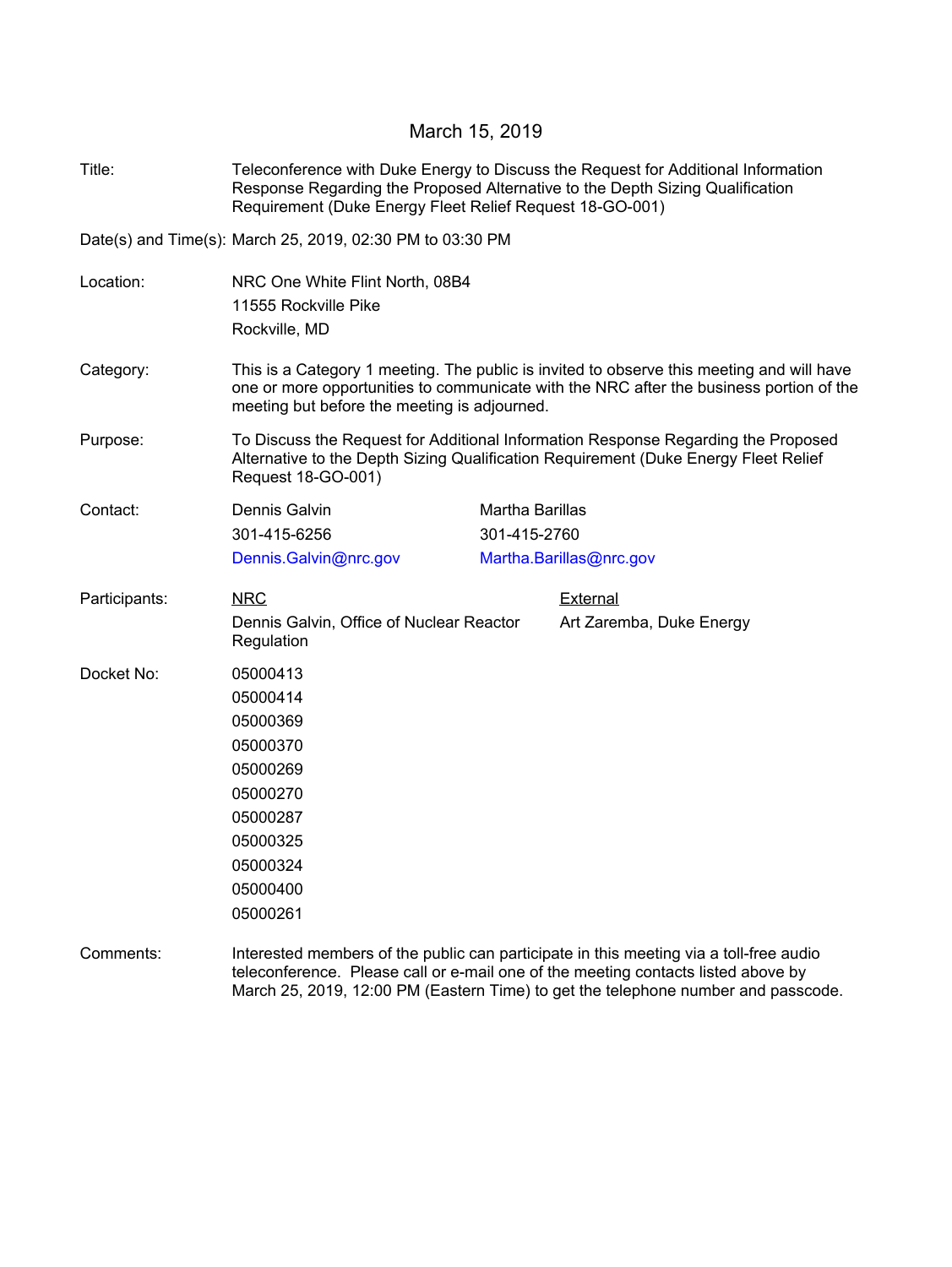March 15, 2019

| | |
|---|---|
| Title: | Teleconference with Duke Energy to Discuss the Request for Additional Information Response Regarding the Proposed Alternative to the Depth Sizing Qualification Requirement (Duke Energy Fleet Relief Request 18-GO-001) |
| Date(s) and Time(s): | March 25, 2019, 02:30 PM to 03:30 PM |
| Location: | NRC One White Flint North, 08B4<br>11555 Rockville Pike<br>Rockville, MD |
| Category: | This is a Category 1 meeting. The public is invited to observe this meeting and will have one or more opportunities to communicate with the NRC after the business portion of the meeting but before the meeting is adjourned. |
| Purpose: | To Discuss the Request for Additional Information Response Regarding the Proposed Alternative to the Depth Sizing Qualification Requirement (Duke Energy Fleet Relief Request 18-GO-001) |

Contact:

| Dennis Galvin | Martha Barillas |
|---|---|
| 301-415-6256 | 301-415-2760 |
| Dennis.Galvin@nrc.gov | Martha.Barillas@nrc.gov |

Participants:

| NRC | External |
|---|---|
| Dennis Galvin, Office of Nuclear Reactor Regulation | Art Zaremba, Duke Energy |

Docket No:

05000413
05000414
05000369
05000370
05000269
05000270
05000287
05000325
05000324
05000400
05000261

Comments: Interested members of the public can participate in this meeting via a toll-free audio teleconference. Please call or e-mail one of the meeting contacts listed above by March 25, 2019, 12:00 PM (Eastern Time) to get the telephone number and passcode.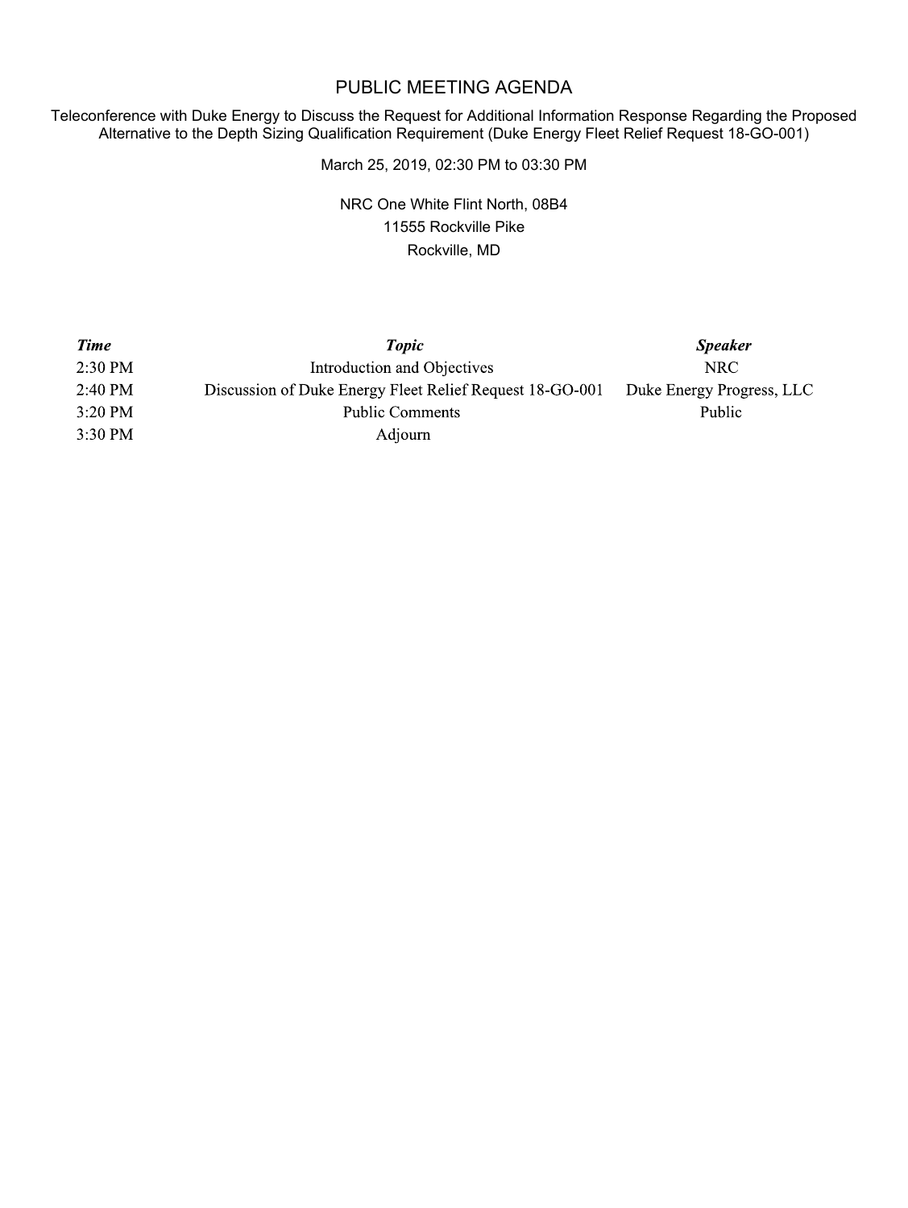# PUBLIC MEETING AGENDA

Teleconference with Duke Energy to Discuss the Request for Additional Information Response Regarding the Proposed Alternative to the Depth Sizing Qualification Requirement (Duke Energy Fleet Relief Request 18-GO-001)

March 25, 2019, 02:30 PM to 03:30 PM

NRC One White Flint North, 08B4
11555 Rockville Pike
Rockville, MD

| ***Time*** | ***Topic*** | ***Speaker*** |
| --- | --- | --- |
| 2:30 PM | Introduction and Objectives | NRC |
| 2:40 PM | Discussion of Duke Energy Fleet Relief Request 18-GO-001 | Duke Energy Progress, LLC |
| 3:20 PM | Public Comments | Public |
| 3:30 PM | Adjourn | |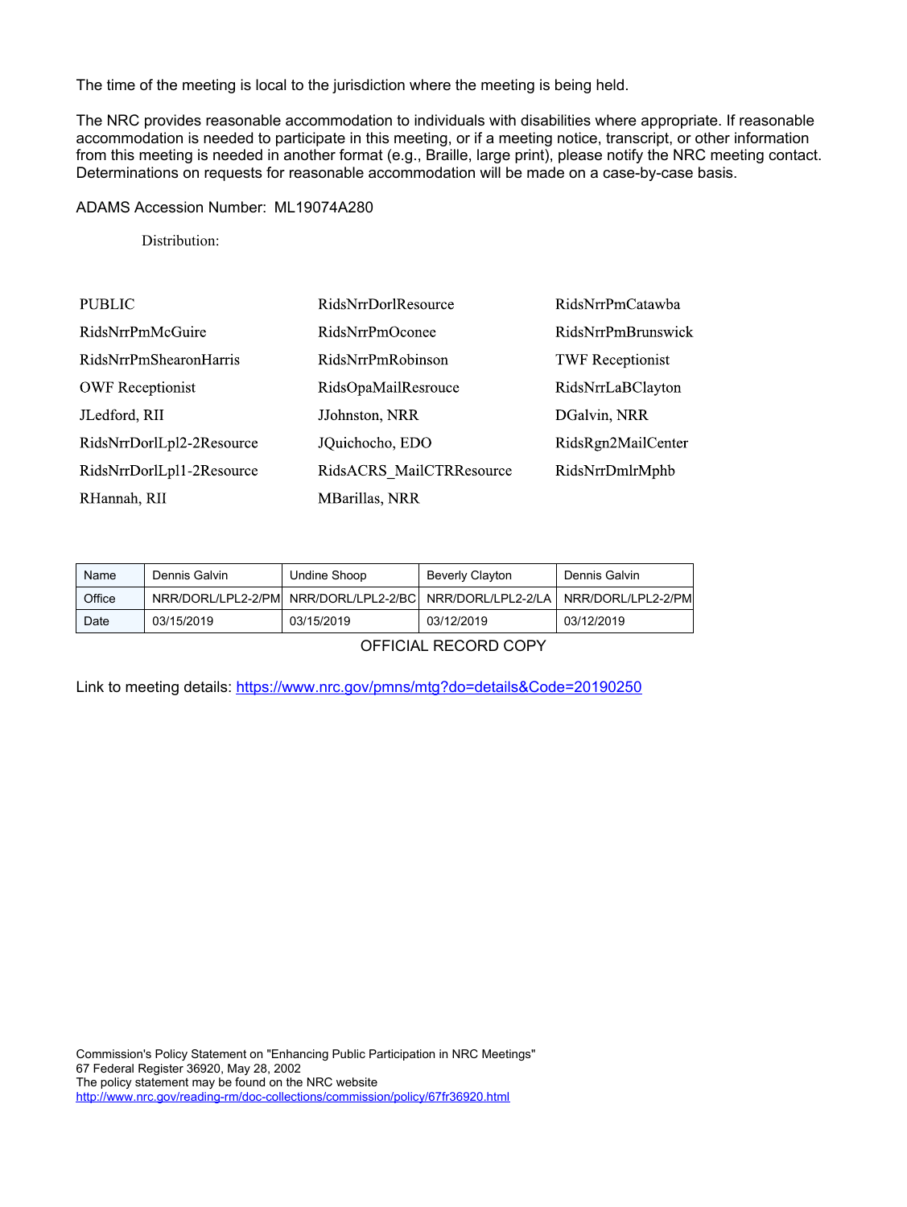The time of the meeting is local to the jurisdiction where the meeting is being held.

The NRC provides reasonable accommodation to individuals with disabilities where appropriate. If reasonable accommodation is needed to participate in this meeting, or if a meeting notice, transcript, or other information from this meeting is needed in another format (e.g., Braille, large print), please notify the NRC meeting contact. Determinations on requests for reasonable accommodation will be made on a case-by-case basis.

ADAMS Accession Number: ML19074A280

Distribution:

| | | |
|---|---|---|
| PUBLIC | RidsNrrDorlResource | RidsNrrPmCatawba |
| RidsNrrPmMcGuire | RidsNrrPmOconee | RidsNrrPmBrunswick |
| RidsNrrPmShearonHarris | RidsNrrPmRobinson | TWF Receptionist |
| OWF Receptionist | RidsOpaMailResrouce | RidsNrrLaBClayton |
| JLedford, RII | JJohnston, NRR | DGalvin, NRR |
| RidsNrrDorlLpl2-2Resource | JQuichocho, EDO | RidsRgn2MailCenter |
| RidsNrrDorlLpl1-2Resource | RidsACRS_MailCTRResource | RidsNrrDmlrMphb |
| RHannah, RII | MBarillas, NRR | |

| Name | Dennis Galvin | Undine Shoop | Beverly Clayton | Dennis Galvin |
|---|---|---|---|---|
| Office | NRR/DORL/LPL2-2/PM | NRR/DORL/LPL2-2/BC | NRR/DORL/LPL2-2/LA | NRR/DORL/LPL2-2/PM |
| Date | 03/15/2019 | 03/15/2019 | 03/12/2019 | 03/12/2019 |

OFFICIAL RECORD COPY

Link to meeting details: https://www.nrc.gov/pmns/mtg?do=details&Code=20190250

Commission's Policy Statement on "Enhancing Public Participation in NRC Meetings"
67 Federal Register 36920, May 28, 2002
The policy statement may be found on the NRC website
http://www.nrc.gov/reading-rm/doc-collections/commission/policy/67fr36920.html